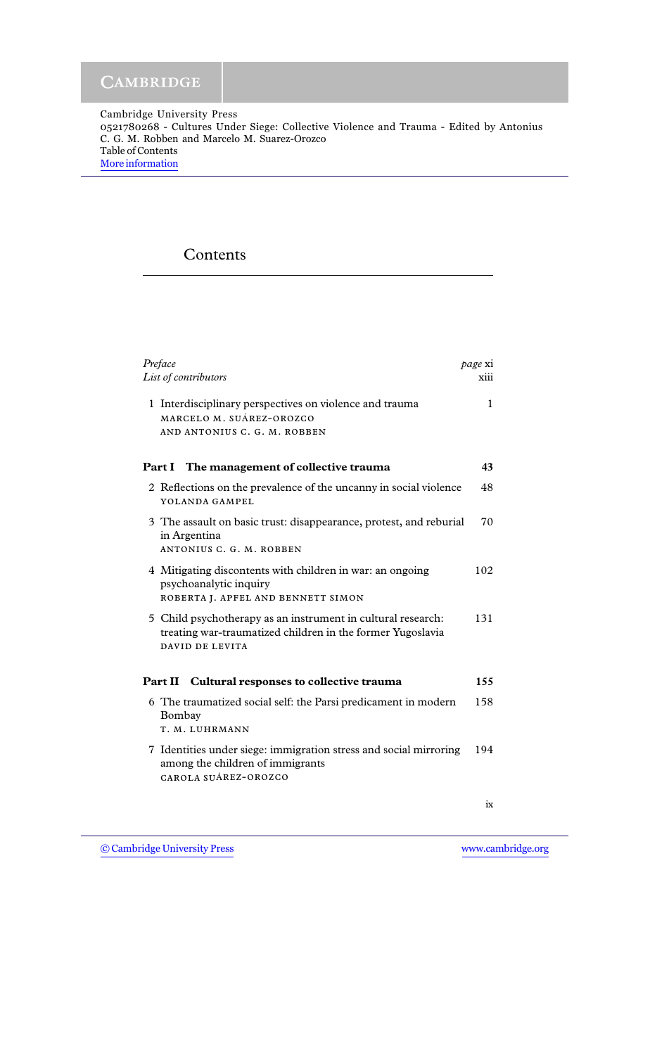# Contents

| | |
|---|---|
| *Preface* | *page* xi |
| *List of contributors* | xiii |
| 1 Interdisciplinary perspectives on violence and trauma<br>MARCELO M. SUÁREZ-OROZCO AND ANTONIUS C. G. M. ROBBEN | 1 |
| **Part I The management of collective trauma** | **43** |
| 2 Reflections on the prevalence of the uncanny in social violence<br>YOLANDA GAMPEL | 48 |
| 3 The assault on basic trust: disappearance, protest, and reburial in Argentina<br>ANTONIUS C. G. M. ROBBEN | 70 |
| 4 Mitigating discontents with children in war: an ongoing psychoanalytic inquiry<br>ROBERTA J. APFEL AND BENNETT SIMON | 102 |
| 5 Child psychotherapy as an instrument in cultural research: treating war-traumatized children in the former Yugoslavia<br>DAVID DE LEVITA | 131 |
| **Part II Cultural responses to collective trauma** | **155** |
| 6 The traumatized social self: the Parsi predicament in modern Bombay<br>T. M. LUHRMANN | 158 |
| 7 Identities under siege: immigration stress and social mirroring among the children of immigrants<br>CAROLA SUÁREZ-OROZCO | 194 |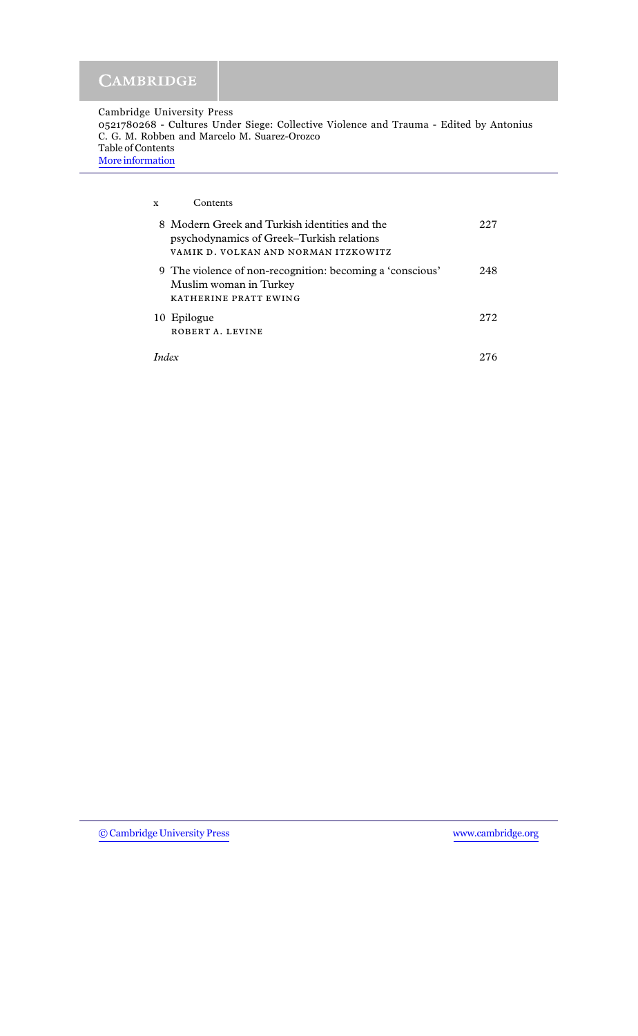8 Modern Greek and Turkish identities and the psychodynamics of Greek–Turkish relations — 227
VAMIK D. VOLKAN AND NORMAN ITZKOWITZ

9 The violence of non-recognition: becoming a 'conscious' Muslim woman in Turkey — 248
KATHERINE PRATT EWING

10 Epilogue — 272
ROBERT A. LEVINE

*Index* — 276